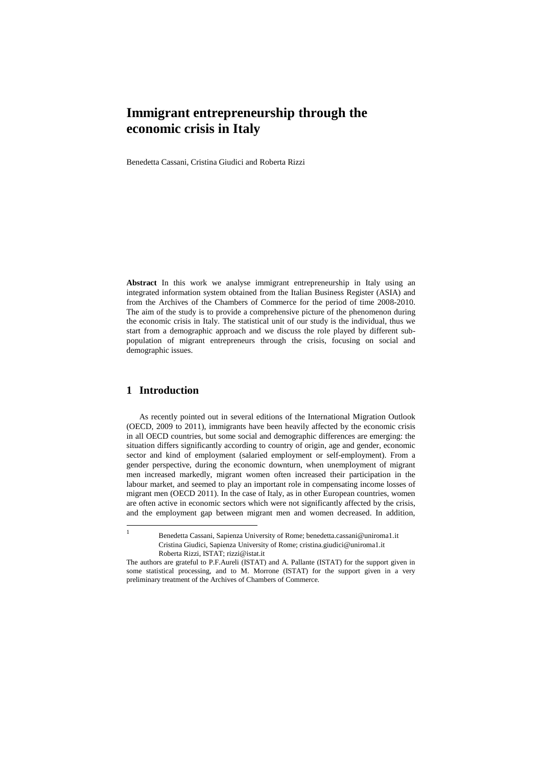# Immigrant entrepreneurship through the economic crisis in Italy

Benedetta Cassani, Cristina Giudici and Roberta Rizzi

**Abstract** In this work we analyse immigrant entrepreneurship in Italy using an integrated information system obtained from the Italian Business Register (ASIA) and from the Archives of the Chambers of Commerce for the period of time 2008-2010. The aim of the study is to provide a comprehensive picture of the phenomenon during the economic crisis in Italy. The statistical unit of our study is the individual, thus we start from a demographic approach and we discuss the role played by different sub-population of migrant entrepreneurs through the crisis, focusing on social and demographic issues.

## 1 Introduction

As recently pointed out in several editions of the International Migration Outlook (OECD, 2009 to 2011), immigrants have been heavily affected by the economic crisis in all OECD countries, but some social and demographic differences are emerging: the situation differs significantly according to country of origin, age and gender, economic sector and kind of employment (salaried employment or self-employment). From a gender perspective, during the economic downturn, when unemployment of migrant men increased markedly, migrant women often increased their participation in the labour market, and seemed to play an important role in compensating income losses of migrant men (OECD 2011). In the case of Italy, as in other European countries, women are often active in economic sectors which were not significantly affected by the crisis, and the employment gap between migrant men and women decreased. In addition,

---

[1] Benedetta Cassani, Sapienza University of Rome; benedetta.cassani@uniroma1.it
Cristina Giudici, Sapienza University of Rome; cristina.giudici@uniroma1.it
Roberta Rizzi, ISTAT; rizzi@istat.it

The authors are grateful to P.F.Aureli (ISTAT) and A. Pallante (ISTAT) for the support given in some statistical processing, and to M. Morrone (ISTAT) for the support given in a very preliminary treatment of the Archives of Chambers of Commerce.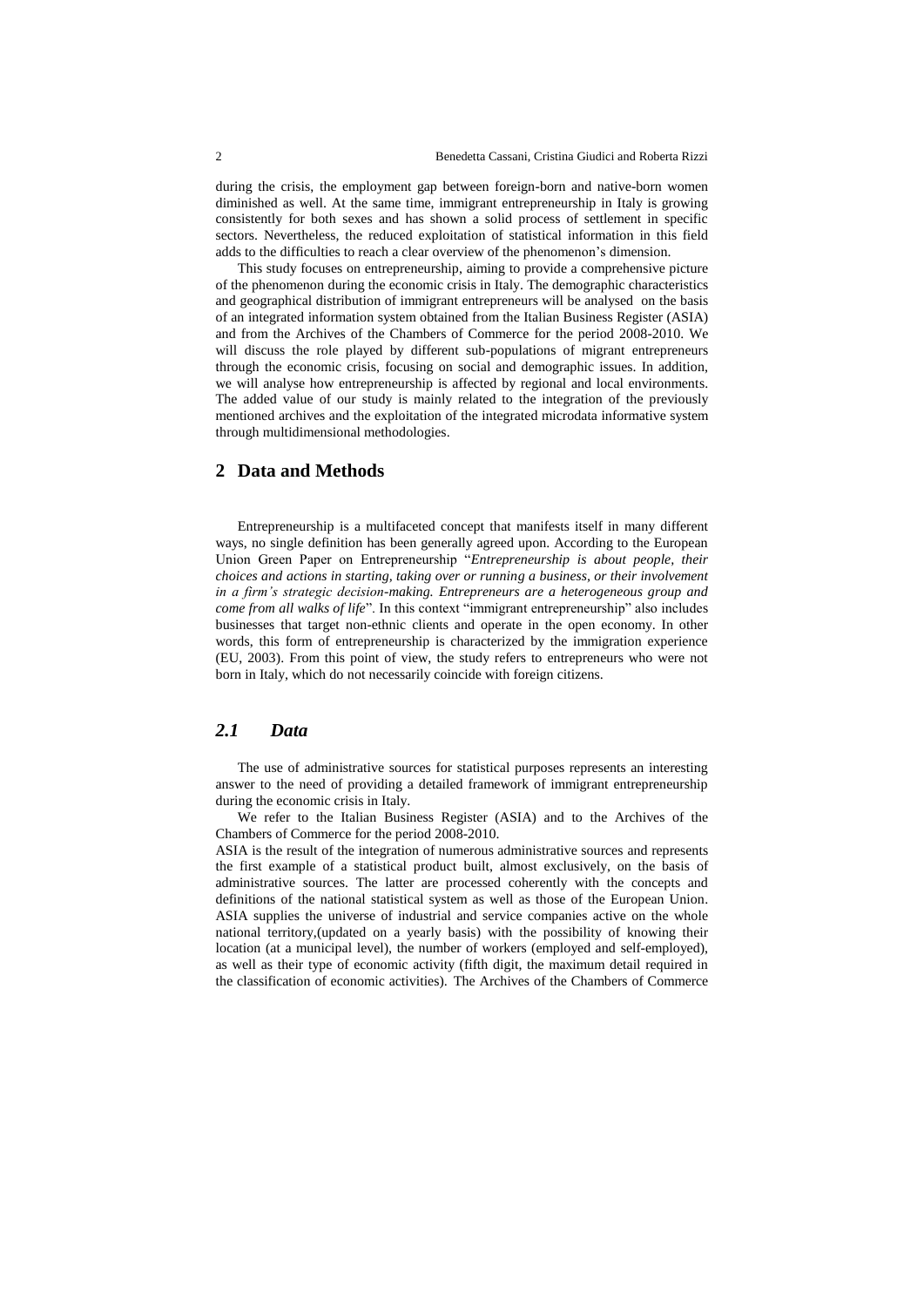during the crisis, the employment gap between foreign-born and native-born women diminished as well. At the same time, immigrant entrepreneurship in Italy is growing consistently for both sexes and has shown a solid process of settlement in specific sectors. Nevertheless, the reduced exploitation of statistical information in this field adds to the difficulties to reach a clear overview of the phenomenon's dimension.

This study focuses on entrepreneurship, aiming to provide a comprehensive picture of the phenomenon during the economic crisis in Italy. The demographic characteristics and geographical distribution of immigrant entrepreneurs will be analysed on the basis of an integrated information system obtained from the Italian Business Register (ASIA) and from the Archives of the Chambers of Commerce for the period 2008-2010. We will discuss the role played by different sub-populations of migrant entrepreneurs through the economic crisis, focusing on social and demographic issues. In addition, we will analyse how entrepreneurship is affected by regional and local environments. The added value of our study is mainly related to the integration of the previously mentioned archives and the exploitation of the integrated microdata informative system through multidimensional methodologies.

## 2 Data and Methods

Entrepreneurship is a multifaceted concept that manifests itself in many different ways, no single definition has been generally agreed upon. According to the European Union Green Paper on Entrepreneurship "*Entrepreneurship is about people, their choices and actions in starting, taking over or running a business, or their involvement in a firm's strategic decision-making. Entrepreneurs are a heterogeneous group and come from all walks of life*". In this context "immigrant entrepreneurship" also includes businesses that target non-ethnic clients and operate in the open economy. In other words, this form of entrepreneurship is characterized by the immigration experience (EU, 2003). From this point of view, the study refers to entrepreneurs who were not born in Italy, which do not necessarily coincide with foreign citizens.

### *2.1 Data*

The use of administrative sources for statistical purposes represents an interesting answer to the need of providing a detailed framework of immigrant entrepreneurship during the economic crisis in Italy.

We refer to the Italian Business Register (ASIA) and to the Archives of the Chambers of Commerce for the period 2008-2010.

ASIA is the result of the integration of numerous administrative sources and represents the first example of a statistical product built, almost exclusively, on the basis of administrative sources. The latter are processed coherently with the concepts and definitions of the national statistical system as well as those of the European Union. ASIA supplies the universe of industrial and service companies active on the whole national territory,(updated on a yearly basis) with the possibility of knowing their location (at a municipal level), the number of workers (employed and self-employed), as well as their type of economic activity (fifth digit, the maximum detail required in the classification of economic activities). The Archives of the Chambers of Commerce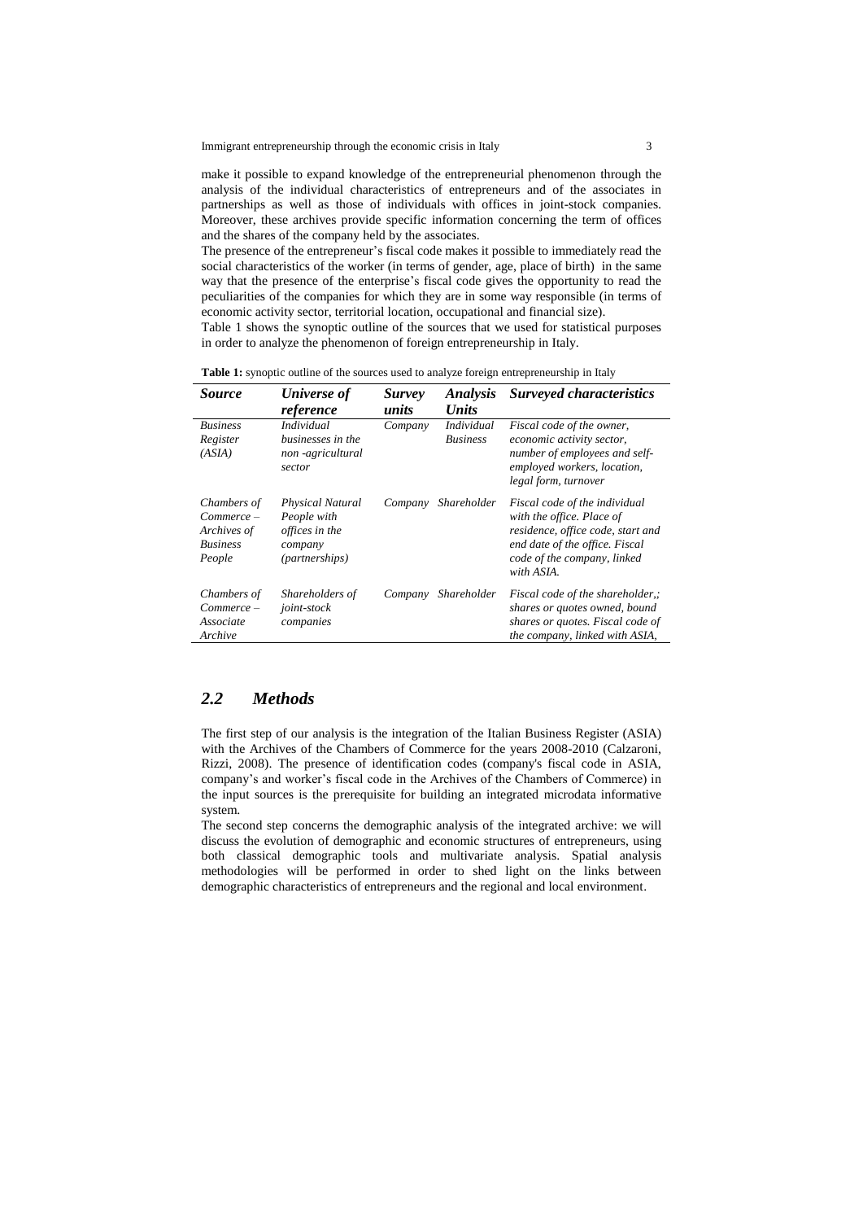make it possible to expand knowledge of the entrepreneurial phenomenon through the analysis of the individual characteristics of entrepreneurs and of the associates in partnerships as well as those of individuals with offices in joint-stock companies. Moreover, these archives provide specific information concerning the term of offices and the shares of the company held by the associates.

The presence of the entrepreneur's fiscal code makes it possible to immediately read the social characteristics of the worker (in terms of gender, age, place of birth) in the same way that the presence of the enterprise's fiscal code gives the opportunity to read the peculiarities of the companies for which they are in some way responsible (in terms of economic activity sector, territorial location, occupational and financial size).

Table 1 shows the synoptic outline of the sources that we used for statistical purposes in order to analyze the phenomenon of foreign entrepreneurship in Italy.

**Table 1:** synoptic outline of the sources used to analyze foreign entrepreneurship in Italy

| ***Source*** | ***Universe of reference*** | ***Survey units*** | ***Analysis Units*** | ***Surveyed characteristics*** |
|---|---|---|---|---|
| *Business Register (ASIA)* | *Individual businesses in the non -agricultural sector* | *Company* | *Individual Business* | *Fiscal code of the owner, economic activity sector, number of employees and self-employed workers, location, legal form, turnover* |
| *Chambers of Commerce – Archives of Business People* | *Physical Natural People with offices in the company (partnerships)* | *Company* | *Shareholder* | *Fiscal code of the individual with the office. Place of residence, office code, start and end date of the office. Fiscal code of the company, linked with ASIA.* |
| *Chambers of Commerce – Associate Archive* | *Shareholders of joint-stock companies* | *Company* | *Shareholder* | *Fiscal code of the shareholder,; shares or quotes owned, bound shares or quotes. Fiscal code of the company, linked with ASIA,* |

## *2.2 Methods*

The first step of our analysis is the integration of the Italian Business Register (ASIA) with the Archives of the Chambers of Commerce for the years 2008-2010 (Calzaroni, Rizzi, 2008). The presence of identification codes (company's fiscal code in ASIA, company's and worker's fiscal code in the Archives of the Chambers of Commerce) in the input sources is the prerequisite for building an integrated microdata informative system.

The second step concerns the demographic analysis of the integrated archive: we will discuss the evolution of demographic and economic structures of entrepreneurs, using both classical demographic tools and multivariate analysis. Spatial analysis methodologies will be performed in order to shed light on the links between demographic characteristics of entrepreneurs and the regional and local environment.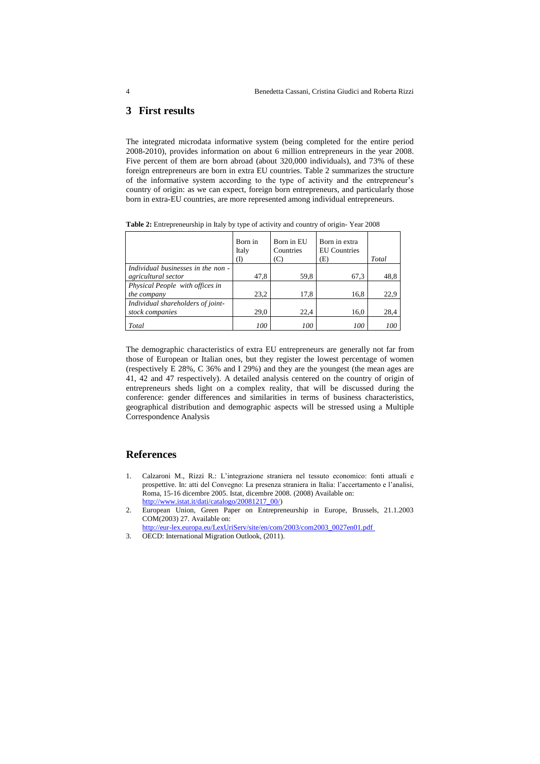## 3 First results

The integrated microdata informative system (being completed for the entire period 2008-2010), provides information on about 6 million entrepreneurs in the year 2008. Five percent of them are born abroad (about 320,000 individuals), and 73% of these foreign entrepreneurs are born in extra EU countries. Table 2 summarizes the structure of the informative system according to the type of activity and the entrepreneur's country of origin: as we can expect, foreign born entrepreneurs, and particularly those born in extra-EU countries, are more represented among individual entrepreneurs.

**Table 2:** Entrepreneurship in Italy by type of activity and country of origin- Year 2008

| | Born in Italy (I) | Born in EU Countries (C) | Born in extra EU Countries (E) | *Total* |
|---|---|---|---|---|
| *Individual businesses in the non - agricultural sector* | 47,8 | 59,8 | 67,3 | 48,8 |
| *Physical People with offices in the company* | 23,2 | 17,8 | 16,8 | 22,9 |
| *Individual shareholders of joint-stock companies* | 29,0 | 22,4 | 16,0 | 28,4 |
| *Total* | *100* | *100* | *100* | *100* |

The demographic characteristics of extra EU entrepreneurs are generally not far from those of European or Italian ones, but they register the lowest percentage of women (respectively E 28%, C 36% and I 29%) and they are the youngest (the mean ages are 41, 42 and 47 respectively). A detailed analysis centered on the country of origin of entrepreneurs sheds light on a complex reality, that will be discussed during the conference: gender differences and similarities in terms of business characteristics, geographical distribution and demographic aspects will be stressed using a Multiple Correspondence Analysis

## References

1. Calzaroni M., Rizzi R.: L'integrazione straniera nel tessuto economico: fonti attuali e prospettive. In: atti del Convegno: La presenza straniera in Italia: l'accertamento e l'analisi, Roma, 15-16 dicembre 2005. Istat, dicembre 2008. (2008) Available on: http://www.istat.it/dati/catalogo/20081217_00/)
2. European Union, Green Paper on Entrepreneurship in Europe, Brussels, 21.1.2003 COM(2003) 27. Available on: http://eur-lex.europa.eu/LexUriServ/site/en/com/2003/com2003_0027en01.pdf
3. OECD: International Migration Outlook, (2011).